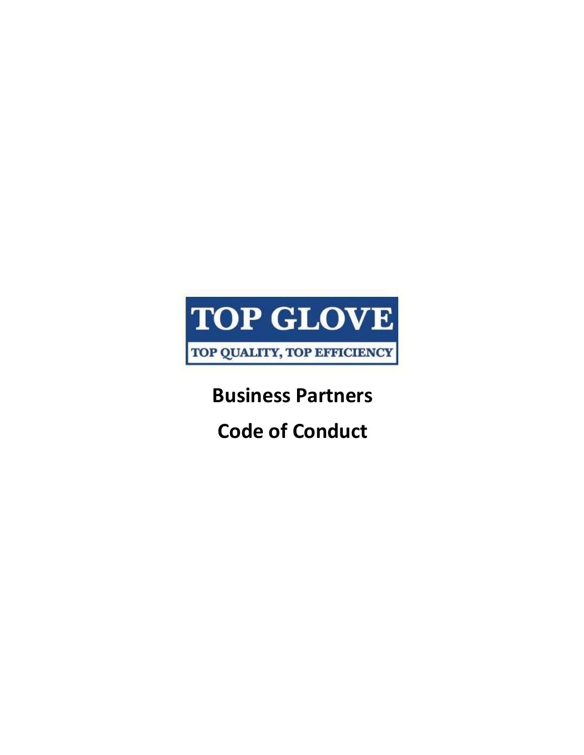TOP GLOVE

TOP QUALITY, TOP EFFICIENCY

# Business Partners

# Code of Conduct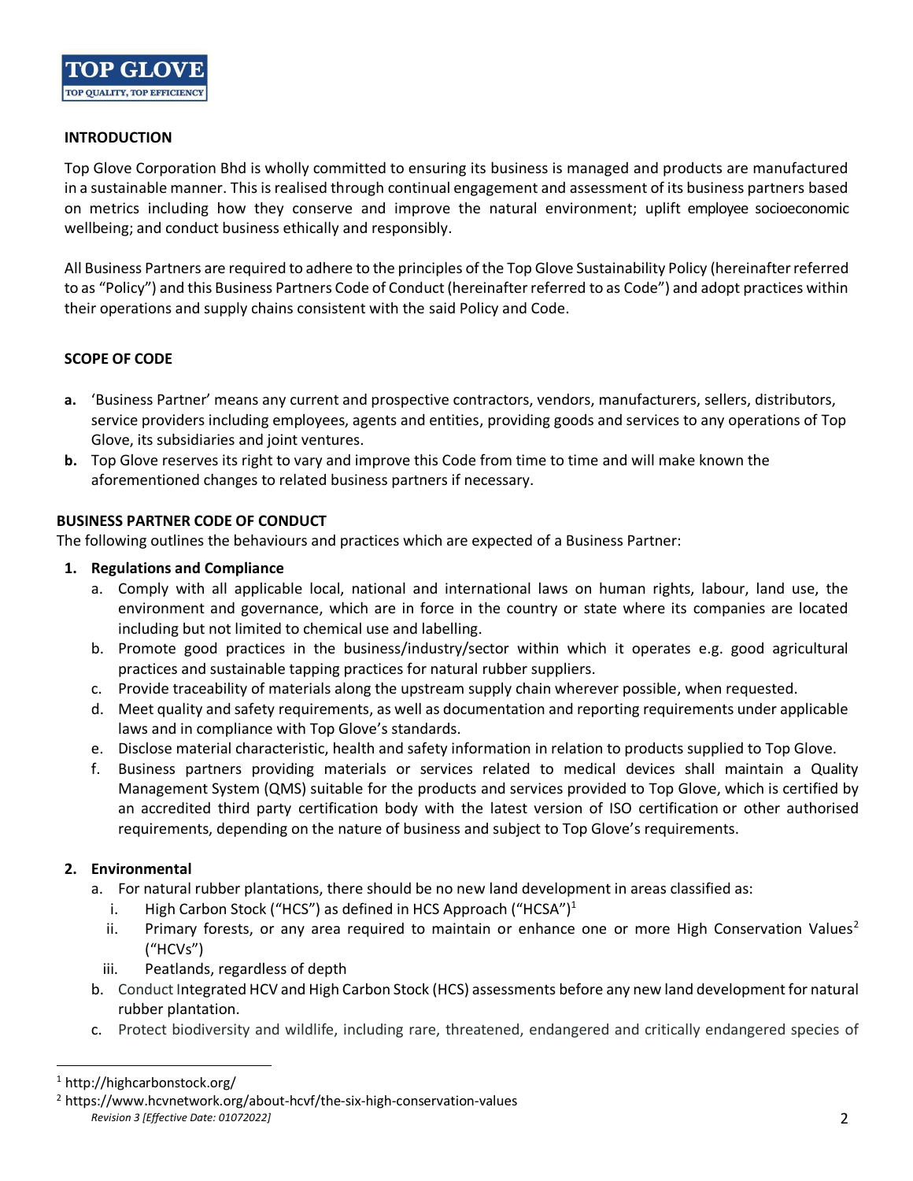**TOP GLOVE**
TOP QUALITY, TOP EFFICIENCY

## INTRODUCTION

Top Glove Corporation Bhd is wholly committed to ensuring its business is managed and products are manufactured in a sustainable manner. This is realised through continual engagement and assessment of its business partners based on metrics including how they conserve and improve the natural environment; uplift employee socioeconomic wellbeing; and conduct business ethically and responsibly.

All Business Partners are required to adhere to the principles of the Top Glove Sustainability Policy (hereinafter referred to as "Policy") and this Business Partners Code of Conduct (hereinafter referred to as Code") and adopt practices within their operations and supply chains consistent with the said Policy and Code.

## SCOPE OF CODE

**a.** 'Business Partner' means any current and prospective contractors, vendors, manufacturers, sellers, distributors, service providers including employees, agents and entities, providing goods and services to any operations of Top Glove, its subsidiaries and joint ventures.

**b.** Top Glove reserves its right to vary and improve this Code from time to time and will make known the aforementioned changes to related business partners if necessary.

## BUSINESS PARTNER CODE OF CONDUCT

The following outlines the behaviours and practices which are expected of a Business Partner:

1. **Regulations and Compliance**
   a. Comply with all applicable local, national and international laws on human rights, labour, land use, the environment and governance, which are in force in the country or state where its companies are located including but not limited to chemical use and labelling.
   b. Promote good practices in the business/industry/sector within which it operates e.g. good agricultural practices and sustainable tapping practices for natural rubber suppliers.
   c. Provide traceability of materials along the upstream supply chain wherever possible, when requested.
   d. Meet quality and safety requirements, as well as documentation and reporting requirements under applicable laws and in compliance with Top Glove's standards.
   e. Disclose material characteristic, health and safety information in relation to products supplied to Top Glove.
   f. Business partners providing materials or services related to medical devices shall maintain a Quality Management System (QMS) suitable for the products and services provided to Top Glove, which is certified by an accredited third party certification body with the latest version of ISO certification or other authorised requirements, depending on the nature of business and subject to Top Glove's requirements.

2. **Environmental**
   a. For natural rubber plantations, there should be no new land development in areas classified as:
      i. High Carbon Stock ("HCS") as defined in HCS Approach ("HCSA")[1]
      ii. Primary forests, or any area required to maintain or enhance one or more High Conservation Values[2] ("HCVs")
      iii. Peatlands, regardless of depth
   b. Conduct Integrated HCV and High Carbon Stock (HCS) assessments before any new land development for natural rubber plantation.
   c. Protect biodiversity and wildlife, including rare, threatened, endangered and critically endangered species of

[1] http://highcarbonstock.org/

[2] https://www.hcvnetwork.org/about-hcvf/the-six-high-conservation-values

*Revision 3 [Effective Date: 01072022]*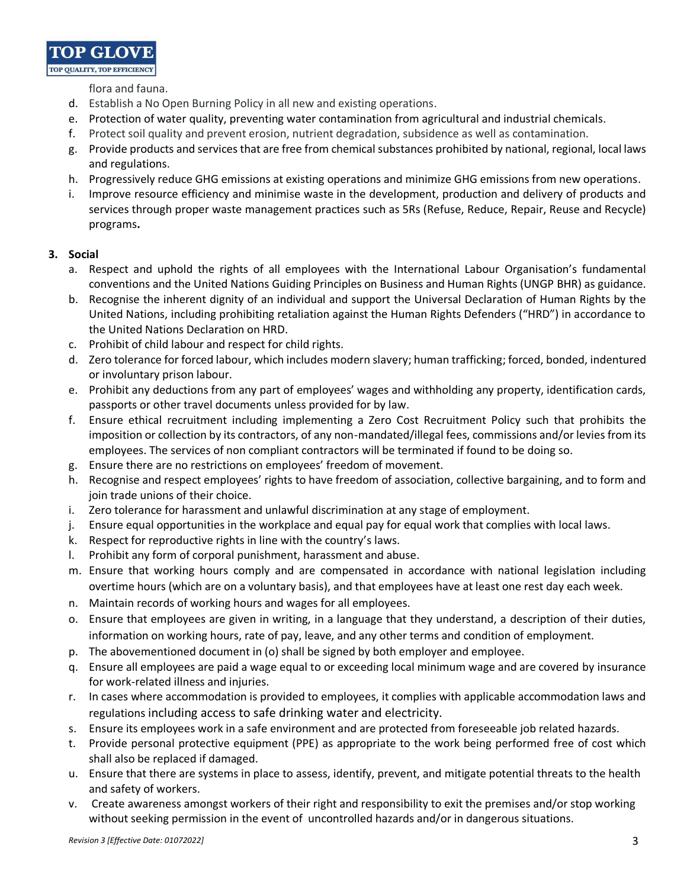flora and fauna.

d. Establish a No Open Burning Policy in all new and existing operations.
e. Protection of water quality, preventing water contamination from agricultural and industrial chemicals.
f. Protect soil quality and prevent erosion, nutrient degradation, subsidence as well as contamination.
g. Provide products and services that are free from chemical substances prohibited by national, regional, local laws and regulations.
h. Progressively reduce GHG emissions at existing operations and minimize GHG emissions from new operations.
i. Improve resource efficiency and minimise waste in the development, production and delivery of products and services through proper waste management practices such as 5Rs (Refuse, Reduce, Repair, Reuse and Recycle) programs**.**

**3. Social**

a. Respect and uphold the rights of all employees with the International Labour Organisation's fundamental conventions and the United Nations Guiding Principles on Business and Human Rights (UNGP BHR) as guidance.
b. Recognise the inherent dignity of an individual and support the Universal Declaration of Human Rights by the United Nations, including prohibiting retaliation against the Human Rights Defenders ("HRD") in accordance to the United Nations Declaration on HRD.
c. Prohibit of child labour and respect for child rights.
d. Zero tolerance for forced labour, which includes modern slavery; human trafficking; forced, bonded, indentured or involuntary prison labour.
e. Prohibit any deductions from any part of employees' wages and withholding any property, identification cards, passports or other travel documents unless provided for by law.
f. Ensure ethical recruitment including implementing a Zero Cost Recruitment Policy such that prohibits the imposition or collection by its contractors, of any non-mandated/illegal fees, commissions and/or levies from its employees. The services of non compliant contractors will be terminated if found to be doing so.
g. Ensure there are no restrictions on employees' freedom of movement.
h. Recognise and respect employees' rights to have freedom of association, collective bargaining, and to form and join trade unions of their choice.
i. Zero tolerance for harassment and unlawful discrimination at any stage of employment.
j. Ensure equal opportunities in the workplace and equal pay for equal work that complies with local laws.
k. Respect for reproductive rights in line with the country's laws.
l. Prohibit any form of corporal punishment, harassment and abuse.
m. Ensure that working hours comply and are compensated in accordance with national legislation including overtime hours (which are on a voluntary basis), and that employees have at least one rest day each week.
n. Maintain records of working hours and wages for all employees.
o. Ensure that employees are given in writing, in a language that they understand, a description of their duties, information on working hours, rate of pay, leave, and any other terms and condition of employment.
p. The abovementioned document in (o) shall be signed by both employer and employee.
q. Ensure all employees are paid a wage equal to or exceeding local minimum wage and are covered by insurance for work-related illness and injuries.
r. In cases where accommodation is provided to employees, it complies with applicable accommodation laws and regulations including access to safe drinking water and electricity.
s. Ensure its employees work in a safe environment and are protected from foreseeable job related hazards.
t. Provide personal protective equipment (PPE) as appropriate to the work being performed free of cost which shall also be replaced if damaged.
u. Ensure that there are systems in place to assess, identify, prevent, and mitigate potential threats to the health and safety of workers.
v. Create awareness amongst workers of their right and responsibility to exit the premises and/or stop working without seeking permission in the event of uncontrolled hazards and/or in dangerous situations.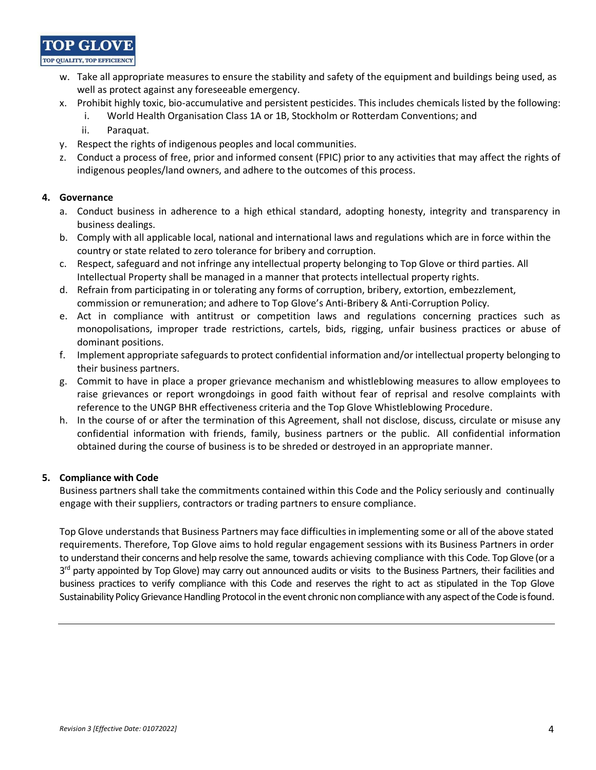w. Take all appropriate measures to ensure the stability and safety of the equipment and buildings being used, as well as protect against any foreseeable emergency.
x. Prohibit highly toxic, bio-accumulative and persistent pesticides. This includes chemicals listed by the following:
   i. World Health Organisation Class 1A or 1B, Stockholm or Rotterdam Conventions; and
   ii. Paraquat.
y. Respect the rights of indigenous peoples and local communities.
z. Conduct a process of free, prior and informed consent (FPIC) prior to any activities that may affect the rights of indigenous peoples/land owners, and adhere to the outcomes of this process.

**4. Governance**

a. Conduct business in adherence to a high ethical standard, adopting honesty, integrity and transparency in business dealings.
b. Comply with all applicable local, national and international laws and regulations which are in force within the country or state related to zero tolerance for bribery and corruption.
c. Respect, safeguard and not infringe any intellectual property belonging to Top Glove or third parties. All Intellectual Property shall be managed in a manner that protects intellectual property rights.
d. Refrain from participating in or tolerating any forms of corruption, bribery, extortion, embezzlement, commission or remuneration; and adhere to Top Glove's Anti-Bribery & Anti-Corruption Policy.
e. Act in compliance with antitrust or competition laws and regulations concerning practices such as monopolisations, improper trade restrictions, cartels, bids, rigging, unfair business practices or abuse of dominant positions.
f. Implement appropriate safeguards to protect confidential information and/or intellectual property belonging to their business partners.
g. Commit to have in place a proper grievance mechanism and whistleblowing measures to allow employees to raise grievances or report wrongdoings in good faith without fear of reprisal and resolve complaints with reference to the UNGP BHR effectiveness criteria and the Top Glove Whistleblowing Procedure.
h. In the course of or after the termination of this Agreement, shall not disclose, discuss, circulate or misuse any confidential information with friends, family, business partners or the public. All confidential information obtained during the course of business is to be shredded or destroyed in an appropriate manner.

**5. Compliance with Code**

Business partners shall take the commitments contained within this Code and the Policy seriously and continually engage with their suppliers, contractors or trading partners to ensure compliance.

Top Glove understands that Business Partners may face difficulties in implementing some or all of the above stated requirements. Therefore, Top Glove aims to hold regular engagement sessions with its Business Partners in order to understand their concerns and help resolve the same, towards achieving compliance with this Code. Top Glove (or a 3rd party appointed by Top Glove) may carry out announced audits or visits to the Business Partners, their facilities and business practices to verify compliance with this Code and reserves the right to act as stipulated in the Top Glove Sustainability Policy Grievance Handling Protocol in the event chronic non compliance with any aspect of the Code is found.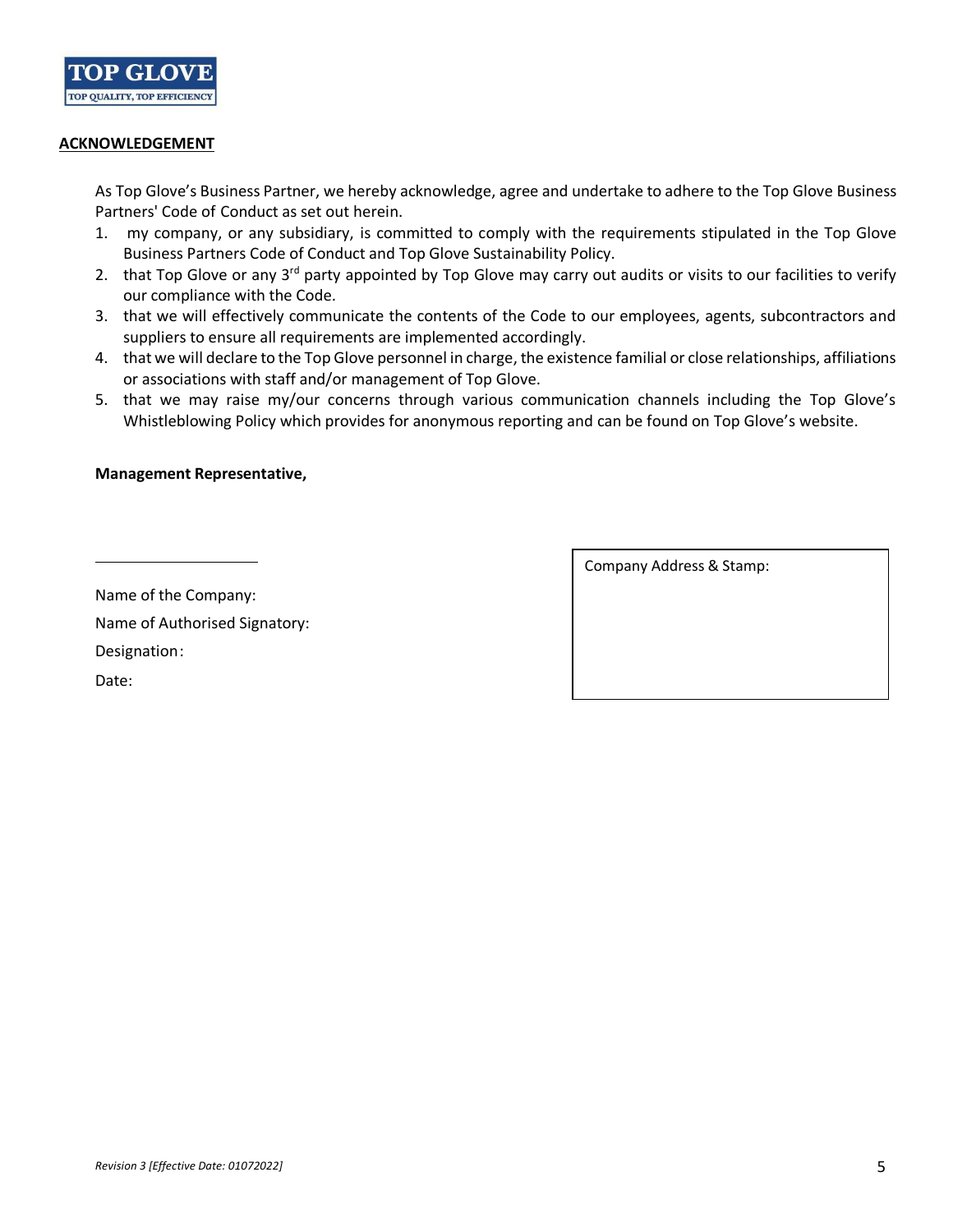TOP GLOVE
TOP QUALITY, TOP EFFICIENCY

**ACKNOWLEDGEMENT**

As Top Glove's Business Partner, we hereby acknowledge, agree and undertake to adhere to the Top Glove Business Partners' Code of Conduct as set out herein.

1. my company, or any subsidiary, is committed to comply with the requirements stipulated in the Top Glove Business Partners Code of Conduct and Top Glove Sustainability Policy.
2. that Top Glove or any 3rd party appointed by Top Glove may carry out audits or visits to our facilities to verify our compliance with the Code.
3. that we will effectively communicate the contents of the Code to our employees, agents, subcontractors and suppliers to ensure all requirements are implemented accordingly.
4. that we will declare to the Top Glove personnel in charge, the existence familial or close relationships, affiliations or associations with staff and/or management of Top Glove.
5. that we may raise my/our concerns through various communication channels including the Top Glove's Whistleblowing Policy which provides for anonymous reporting and can be found on Top Glove's website.

**Management Representative,**

\_\_\_\_\_\_\_\_\_\_\_\_\_\_\_\_\_\_\_\_

Name of the Company:

Name of Authorised Signatory:

Designation:

Date:

Company Address & Stamp:

*Revision 3 [Effective Date: 01072022]*